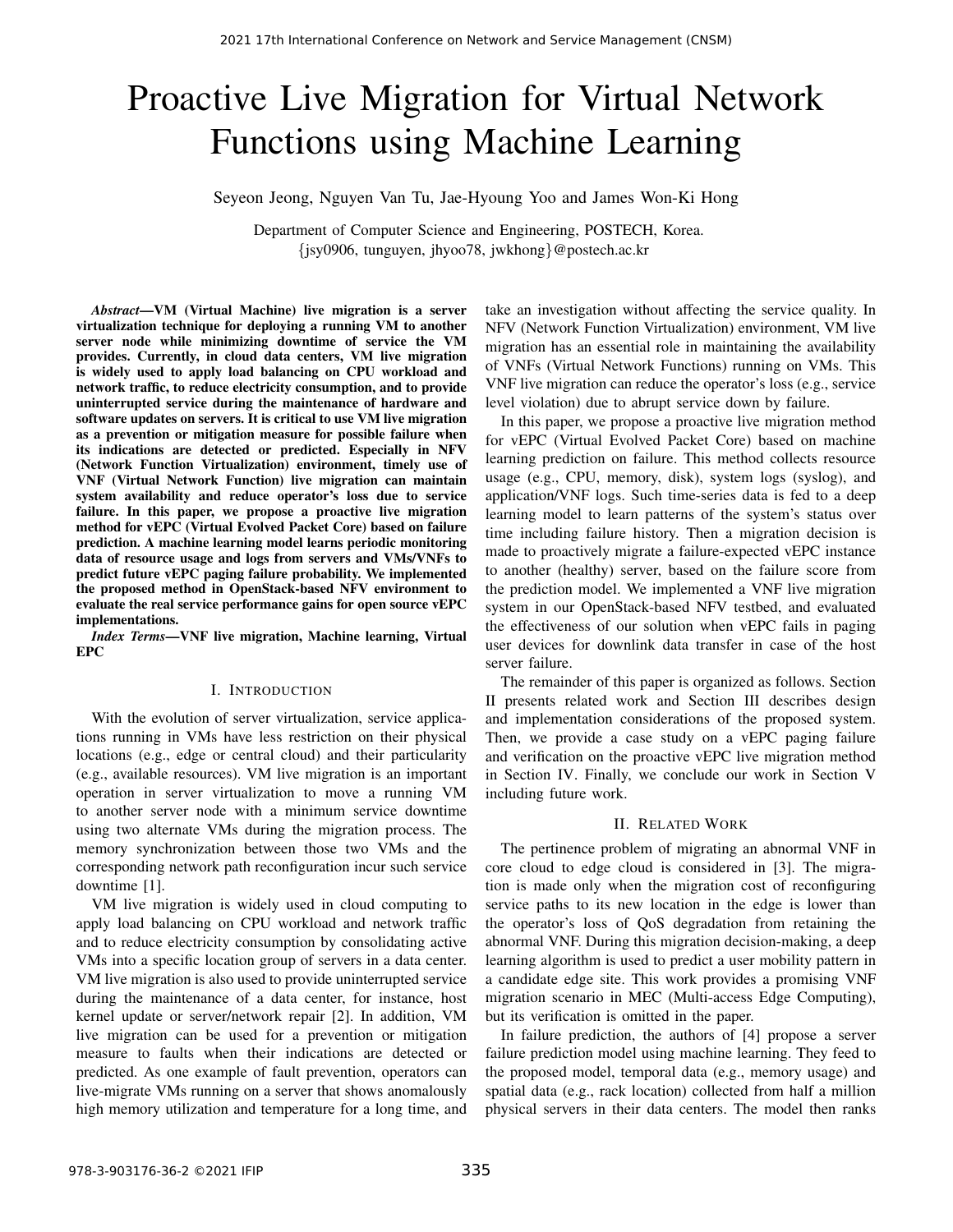# Proactive Live Migration for Virtual Network Functions using Machine Learning

Seyeon Jeong, Nguyen Van Tu, Jae-Hyoung Yoo and James Won-Ki Hong

Department of Computer Science and Engineering, POSTECH, Korea.
{jsy0906, tunguyen, jhyoo78, jwkhong}@postech.ac.kr

***Abstract*—VM (Virtual Machine) live migration is a server virtualization technique for deploying a running VM to another server node while minimizing downtime of service the VM provides. Currently, in cloud data centers, VM live migration is widely used to apply load balancing on CPU workload and network traffic, to reduce electricity consumption, and to provide uninterrupted service during the maintenance of hardware and software updates on servers. It is critical to use VM live migration as a prevention or mitigation measure for possible failure when its indications are detected or predicted. Especially in NFV (Network Function Virtualization) environment, timely use of VNF (Virtual Network Function) live migration can maintain system availability and reduce operator's loss due to service failure. In this paper, we propose a proactive live migration method for vEPC (Virtual Evolved Packet Core) based on failure prediction. A machine learning model learns periodic monitoring data of resource usage and logs from servers and VMs/VNFs to predict future vEPC paging failure probability. We implemented the proposed method in OpenStack-based NFV environment to evaluate the real service performance gains for open source vEPC implementations.**

***Index Terms*—VNF live migration, Machine learning, Virtual EPC**

## I. Introduction

With the evolution of server virtualization, service applications running in VMs have less restriction on their physical locations (e.g., edge or central cloud) and their particularity (e.g., available resources). VM live migration is an important operation in server virtualization to move a running VM to another server node with a minimum service downtime using two alternate VMs during the migration process. The memory synchronization between those two VMs and the corresponding network path reconfiguration incur such service downtime [1].

VM live migration is widely used in cloud computing to apply load balancing on CPU workload and network traffic and to reduce electricity consumption by consolidating active VMs into a specific location group of servers in a data center. VM live migration is also used to provide uninterrupted service during the maintenance of a data center, for instance, host kernel update or server/network repair [2]. In addition, VM live migration can be used for a prevention or mitigation measure to faults when their indications are detected or predicted. As one example of fault prevention, operators can live-migrate VMs running on a server that shows anomalously high memory utilization and temperature for a long time, and take an investigation without affecting the service quality. In NFV (Network Function Virtualization) environment, VM live migration has an essential role in maintaining the availability of VNFs (Virtual Network Functions) running on VMs. This VNF live migration can reduce the operator's loss (e.g., service level violation) due to abrupt service down by failure.

In this paper, we propose a proactive live migration method for vEPC (Virtual Evolved Packet Core) based on machine learning prediction on failure. This method collects resource usage (e.g., CPU, memory, disk), system logs (syslog), and application/VNF logs. Such time-series data is fed to a deep learning model to learn patterns of the system's status over time including failure history. Then a migration decision is made to proactively migrate a failure-expected vEPC instance to another (healthy) server, based on the failure score from the prediction model. We implemented a VNF live migration system in our OpenStack-based NFV testbed, and evaluated the effectiveness of our solution when vEPC fails in paging user devices for downlink data transfer in case of the host server failure.

The remainder of this paper is organized as follows. Section II presents related work and Section III describes design and implementation considerations of the proposed system. Then, we provide a case study on a vEPC paging failure and verification on the proactive vEPC live migration method in Section IV. Finally, we conclude our work in Section V including future work.

## II. Related Work

The pertinence problem of migrating an abnormal VNF in core cloud to edge cloud is considered in [3]. The migration is made only when the migration cost of reconfiguring service paths to its new location in the edge is lower than the operator's loss of QoS degradation from retaining the abnormal VNF. During this migration decision-making, a deep learning algorithm is used to predict a user mobility pattern in a candidate edge site. This work provides a promising VNF migration scenario in MEC (Multi-access Edge Computing), but its verification is omitted in the paper.

In failure prediction, the authors of [4] propose a server failure prediction model using machine learning. They feed to the proposed model, temporal data (e.g., memory usage) and spatial data (e.g., rack location) collected from half a million physical servers in their data centers. The model then ranks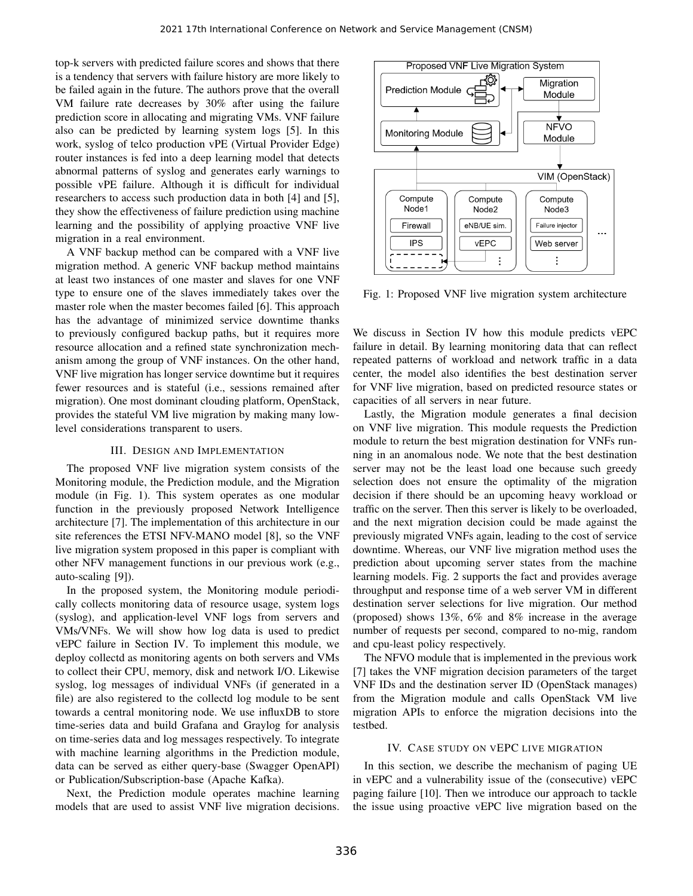top-k servers with predicted failure scores and shows that there is a tendency that servers with failure history are more likely to be failed again in the future. The authors prove that the overall VM failure rate decreases by 30% after using the failure prediction score in allocating and migrating VMs. VNF failure also can be predicted by learning system logs [5]. In this work, syslog of telco production vPE (Virtual Provider Edge) router instances is fed into a deep learning model that detects abnormal patterns of syslog and generates early warnings to possible vPE failure. Although it is difficult for individual researchers to access such production data in both [4] and [5], they show the effectiveness of failure prediction using machine learning and the possibility of applying proactive VNF live migration in a real environment.

A VNF backup method can be compared with a VNF live migration method. A generic VNF backup method maintains at least two instances of one master and slaves for one VNF type to ensure one of the slaves immediately takes over the master role when the master becomes failed [6]. This approach has the advantage of minimized service downtime thanks to previously configured backup paths, but it requires more resource allocation and a refined state synchronization mechanism among the group of VNF instances. On the other hand, VNF live migration has longer service downtime but it requires fewer resources and is stateful (i.e., sessions remained after migration). One most dominant clouding platform, OpenStack, provides the stateful VM live migration by making many low-level considerations transparent to users.

## III. Design and Implementation

The proposed VNF live migration system consists of the Monitoring module, the Prediction module, and the Migration module (in Fig. 1). This system operates as one modular function in the previously proposed Network Intelligence architecture [7]. The implementation of this architecture in our site references the ETSI NFV-MANO model [8], so the VNF live migration system proposed in this paper is compliant with other NFV management functions in our previous work (e.g., auto-scaling [9]).

In the proposed system, the Monitoring module periodically collects monitoring data of resource usage, system logs (syslog), and application-level VNF logs from servers and VMs/VNFs. We will show how log data is used to predict vEPC failure in Section IV. To implement this module, we deploy collectd as monitoring agents on both servers and VMs to collect their CPU, memory, disk and network I/O. Likewise syslog, log messages of individual VNFs (if generated in a file) are also registered to the collectd log module to be sent towards a central monitoring node. We use influxDB to store time-series data and build Grafana and Graylog for analysis on time-series data and log messages respectively. To integrate with machine learning algorithms in the Prediction module, data can be served as either query-base (Swagger OpenAPI) or Publication/Subscription-base (Apache Kafka).

Next, the Prediction module operates machine learning models that are used to assist VNF live migration decisions.

Fig. 1: Proposed VNF live migration system architecture

We discuss in Section IV how this module predicts vEPC failure in detail. By learning monitoring data that can reflect repeated patterns of workload and network traffic in a data center, the model also identifies the best destination server for VNF live migration, based on predicted resource states or capacities of all servers in near future.

Lastly, the Migration module generates a final decision on VNF live migration. This module requests the Prediction module to return the best migration destination for VNFs running in an anomalous node. We note that the best destination server may not be the least load one because such greedy selection does not ensure the optimality of the migration decision if there should be an upcoming heavy workload or traffic on the server. Then this server is likely to be overloaded, and the next migration decision could be made against the previously migrated VNFs again, leading to the cost of service downtime. Whereas, our VNF live migration method uses the prediction about upcoming server states from the machine learning models. Fig. 2 supports the fact and provides average throughput and response time of a web server VM in different destination server selections for live migration. Our method (proposed) shows 13%, 6% and 8% increase in the average number of requests per second, compared to no-mig, random and cpu-least policy respectively.

The NFVO module that is implemented in the previous work [7] takes the VNF migration decision parameters of the target VNF IDs and the destination server ID (OpenStack manages) from the Migration module and calls OpenStack VM live migration APIs to enforce the migration decisions into the testbed.

## IV. Case Study on vEPC Live Migration

In this section, we describe the mechanism of paging UE in vEPC and a vulnerability issue of the (consecutive) vEPC paging failure [10]. Then we introduce our approach to tackle the issue using proactive vEPC live migration based on the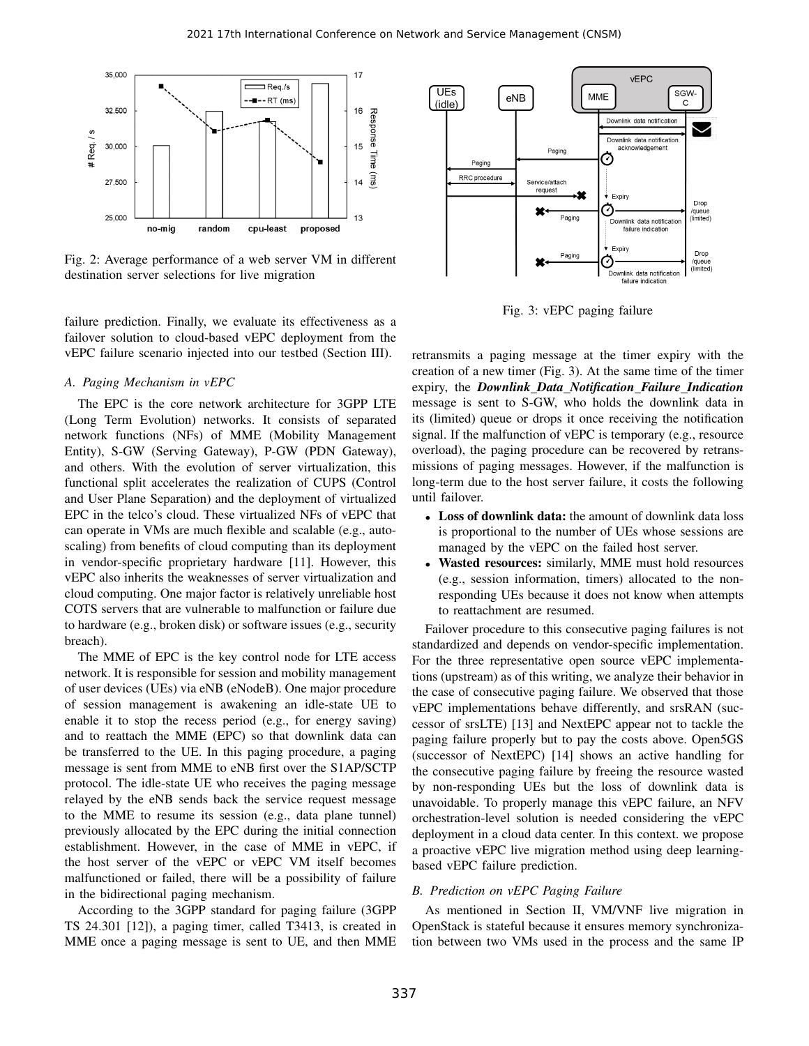Fig. 2: Average performance of a web server VM in different destination server selections for live migration

Fig. 3: vEPC paging failure

failure prediction. Finally, we evaluate its effectiveness as a failover solution to cloud-based vEPC deployment from the vEPC failure scenario injected into our testbed (Section III).

### A. Paging Mechanism in vEPC

The EPC is the core network architecture for 3GPP LTE (Long Term Evolution) networks. It consists of separated network functions (NFs) of MME (Mobility Management Entity), S-GW (Serving Gateway), P-GW (PDN Gateway), and others. With the evolution of server virtualization, this functional split accelerates the realization of CUPS (Control and User Plane Separation) and the deployment of virtualized EPC in the telco's cloud. These virtualized NFs of vEPC that can operate in VMs are much flexible and scalable (e.g., autoscaling) from benefits of cloud computing than its deployment in vendor-specific proprietary hardware [11]. However, this vEPC also inherits the weaknesses of server virtualization and cloud computing. One major factor is relatively unreliable host COTS servers that are vulnerable to malfunction or failure due to hardware (e.g., broken disk) or software issues (e.g., security breach).

The MME of EPC is the key control node for LTE access network. It is responsible for session and mobility management of user devices (UEs) via eNB (eNodeB). One major procedure of session management is awakening an idle-state UE to enable it to stop the recess period (e.g., for energy saving) and to reattach the MME (EPC) so that downlink data can be transferred to the UE. In this paging procedure, a paging message is sent from MME to eNB first over the S1AP/SCTP protocol. The idle-state UE who receives the paging message relayed by the eNB sends back the service request message to the MME to resume its session (e.g., data plane tunnel) previously allocated by the EPC during the initial connection establishment. However, in the case of MME in vEPC, if the host server of the vEPC or vEPC VM itself becomes malfunctioned or failed, there will be a possibility of failure in the bidirectional paging mechanism.

According to the 3GPP standard for paging failure (3GPP TS 24.301 [12]), a paging timer, called T3413, is created in MME once a paging message is sent to UE, and then MME retransmits a paging message at the timer expiry with the creation of a new timer (Fig. 3). At the same time of the timer expiry, the ***Downlink_Data_Notification_Failure_Indication*** message is sent to S-GW, who holds the downlink data in its (limited) queue or drops it once receiving the notification signal. If the malfunction of vEPC is temporary (e.g., resource overload), the paging procedure can be recovered by retransmissions of paging messages. However, if the malfunction is long-term due to the host server failure, it costs the following until failover.

- **Loss of downlink data:** the amount of downlink data loss is proportional to the number of UEs whose sessions are managed by the vEPC on the failed host server.
- **Wasted resources:** similarly, MME must hold resources (e.g., session information, timers) allocated to the non-responding UEs because it does not know when attempts to reattachment are resumed.

Failover procedure to this consecutive paging failures is not standardized and depends on vendor-specific implementation. For the three representative open source vEPC implementations (upstream) as of this writing, we analyze their behavior in the case of consecutive paging failure. We observed that those vEPC implementations behave differently, and srsRAN (successor of srsLTE) [13] and NextEPC appear not to tackle the paging failure properly but to pay the costs above. Open5GS (successor of NextEPC) [14] shows an active handling for the consecutive paging failure by freeing the resource wasted by non-responding UEs but the loss of downlink data is unavoidable. To properly manage this vEPC failure, an NFV orchestration-level solution is needed considering the vEPC deployment in a cloud data center. In this context. we propose a proactive vEPC live migration method using deep learning-based vEPC failure prediction.

### B. Prediction on vEPC Paging Failure

As mentioned in Section II, VM/VNF live migration in OpenStack is stateful because it ensures memory synchronization between two VMs used in the process and the same IP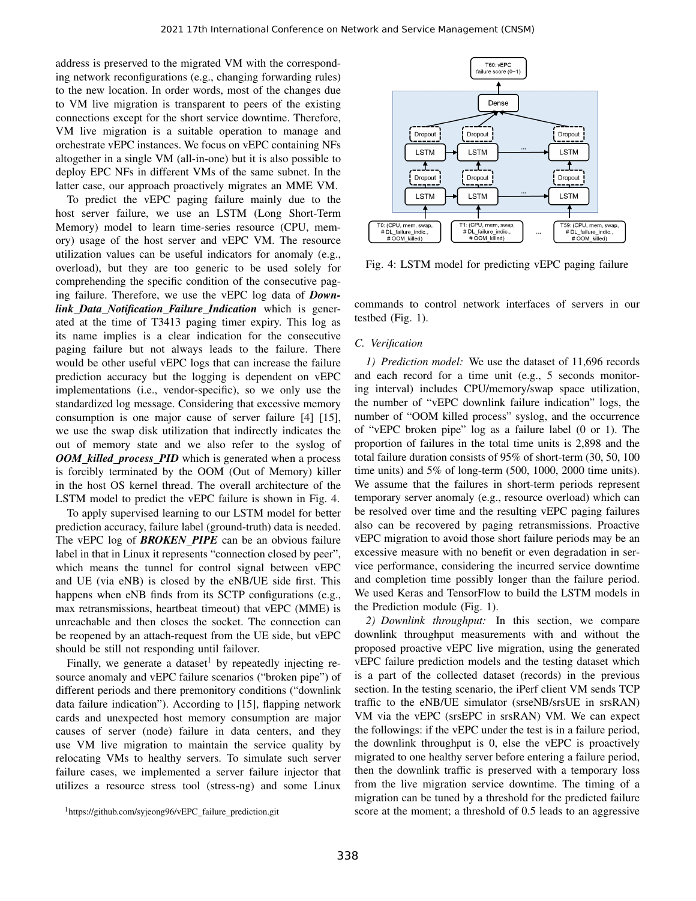address is preserved to the migrated VM with the corresponding network reconfigurations (e.g., changing forwarding rules) to the new location. In order words, most of the changes due to VM live migration is transparent to peers of the existing connections except for the short service downtime. Therefore, VM live migration is a suitable operation to manage and orchestrate vEPC instances. We focus on vEPC containing NFs altogether in a single VM (all-in-one) but it is also possible to deploy EPC NFs in different VMs of the same subnet. In the latter case, our approach proactively migrates an MME VM.

To predict the vEPC paging failure mainly due to the host server failure, we use an LSTM (Long Short-Term Memory) model to learn time-series resource (CPU, memory) usage of the host server and vEPC VM. The resource utilization values can be useful indicators for anomaly (e.g., overload), but they are too generic to be used solely for comprehending the specific condition of the consecutive paging failure. Therefore, we use the vEPC log data of ***Downlink_Data_Notification_Failure_Indication*** which is generated at the time of T3413 paging timer expiry. This log as its name implies is a clear indication for the consecutive paging failure but not always leads to the failure. There would be other useful vEPC logs that can increase the failure prediction accuracy but the logging is dependent on vEPC implementations (i.e., vendor-specific), so we only use the standardized log message. Considering that excessive memory consumption is one major cause of server failure [4] [15], we use the swap disk utilization that indirectly indicates the out of memory state and we also refer to the syslog of ***OOM_killed_process_PID*** which is generated when a process is forcibly terminated by the OOM (Out of Memory) killer in the host OS kernel thread. The overall architecture of the LSTM model to predict the vEPC failure is shown in Fig. 4.

To apply supervised learning to our LSTM model for better prediction accuracy, failure label (ground-truth) data is needed. The vEPC log of ***BROKEN_PIPE*** can be an obvious failure label in that in Linux it represents "connection closed by peer", which means the tunnel for control signal between vEPC and UE (via eNB) is closed by the eNB/UE side first. This happens when eNB finds from its SCTP configurations (e.g., max retransmissions, heartbeat timeout) that vEPC (MME) is unreachable and then closes the socket. The connection can be reopened by an attach-request from the UE side, but vEPC should be still not responding until failover.

Finally, we generate a dataset[1] by repeatedly injecting resource anomaly and vEPC failure scenarios ("broken pipe") of different periods and there premonitory conditions ("downlink data failure indication"). According to [15], flapping network cards and unexpected host memory consumption are major causes of server (node) failure in data centers, and they use VM live migration to maintain the service quality by relocating VMs to healthy servers. To simulate such server failure cases, we implemented a server failure injector that utilizes a resource stress tool (stress-ng) and some Linux commands to control network interfaces of servers in our testbed (Fig. 1).

[1]https://github.com/syjeong96/vEPC_failure_prediction.git

Fig. 4: LSTM model for predicting vEPC paging failure

### C. Verification

*1) Prediction model:* We use the dataset of 11,696 records and each record for a time unit (e.g., 5 seconds monitoring interval) includes CPU/memory/swap space utilization, the number of "vEPC downlink failure indication" logs, the number of "OOM killed process" syslog, and the occurrence of "vEPC broken pipe" log as a failure label (0 or 1). The proportion of failures in the total time units is 2,898 and the total failure duration consists of 95% of short-term (30, 50, 100 time units) and 5% of long-term (500, 1000, 2000 time units). We assume that the failures in short-term periods represent temporary server anomaly (e.g., resource overload) which can be resolved over time and the resulting vEPC paging failures also can be recovered by paging retransmissions. Proactive vEPC migration to avoid those short failure periods may be an excessive measure with no benefit or even degradation in service performance, considering the incurred service downtime and completion time possibly longer than the failure period. We used Keras and TensorFlow to build the LSTM models in the Prediction module (Fig. 1).

*2) Downlink throughput:* In this section, we compare downlink throughput measurements with and without the proposed proactive vEPC live migration, using the generated vEPC failure prediction models and the testing dataset which is a part of the collected dataset (records) in the previous section. In the testing scenario, the iPerf client VM sends TCP traffic to the eNB/UE simulator (srseNB/srsUE in srsRAN) VM via the vEPC (srsEPC in srsRAN) VM. We can expect the followings: if the vEPC under the test is in a failure period, the downlink throughput is 0, else the vEPC is proactively migrated to one healthy server before entering a failure period, then the downlink traffic is preserved with a temporary loss from the live migration service downtime. The timing of a migration can be tuned by a threshold for the predicted failure score at the moment; a threshold of 0.5 leads to an aggressive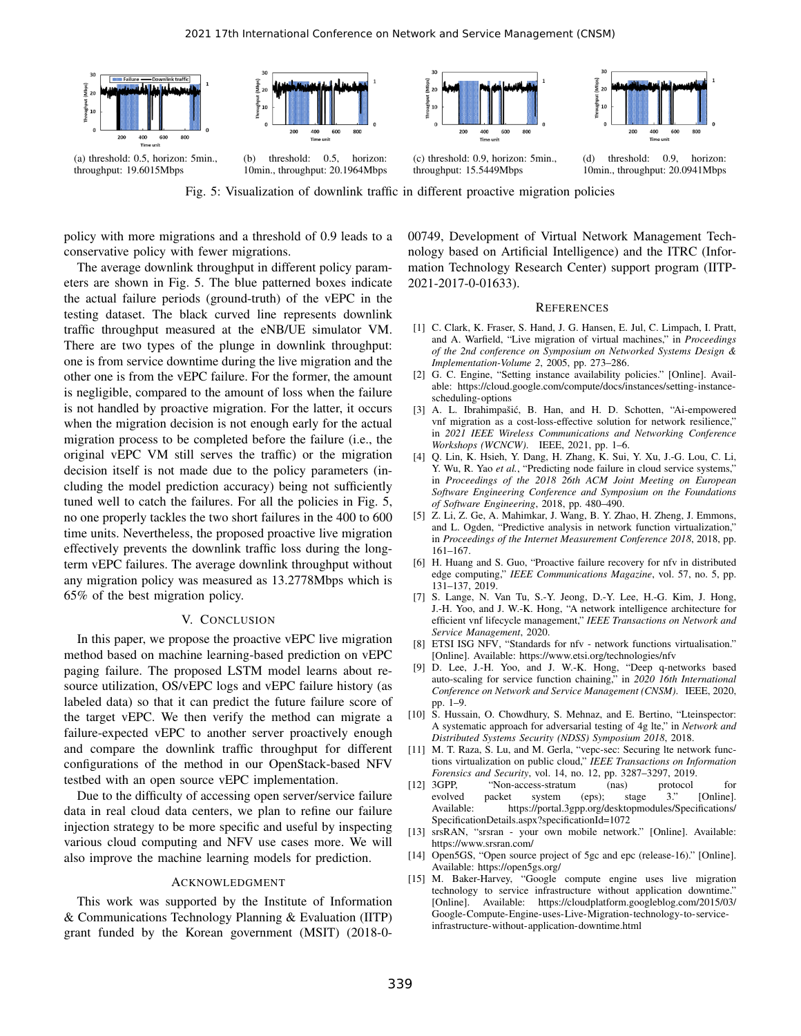Failure
Downlink traffic
Throughput (Mbps)
Time unit

(a) threshold: 0.5, horizon: 5min., throughput: 19.6015Mbps

(b) threshold: 0.5, horizon: 10min., throughput: 20.1964Mbps

(c) threshold: 0.9, horizon: 5min., throughput: 15.5449Mbps

(d) threshold: 0.9, horizon: 10min., throughput: 20.0941Mbps

Fig. 5: Visualization of downlink traffic in different proactive migration policies

policy with more migrations and a threshold of 0.9 leads to a conservative policy with fewer migrations.

The average downlink throughput in different policy parameters are shown in Fig. 5. The blue patterned boxes indicate the actual failure periods (ground-truth) of the vEPC in the testing dataset. The black curved line represents downlink traffic throughput measured at the eNB/UE simulator VM. There are two types of the plunge in downlink throughput: one is from service downtime during the live migration and the other one is from the vEPC failure. For the former, the amount is negligible, compared to the amount of loss when the failure is not handled by proactive migration. For the latter, it occurs when the migration decision is not enough early for the actual migration process to be completed before the failure (i.e., the original vEPC VM still serves the traffic) or the migration decision itself is not made due to the policy parameters (including the model prediction accuracy) being not sufficiently tuned well to catch the failures. For all the policies in Fig. 5, no one properly tackles the two short failures in the 400 to 600 time units. Nevertheless, the proposed proactive live migration effectively prevents the downlink traffic loss during the long-term vEPC failures. The average downlink throughput without any migration policy was measured as 13.2778Mbps which is 65% of the best migration policy.

## V. Conclusion

In this paper, we propose the proactive vEPC live migration method based on machine learning-based prediction on vEPC paging failure. The proposed LSTM model learns about resource utilization, OS/vEPC logs and vEPC failure history (as labeled data) so that it can predict the future failure score of the target vEPC. We then verify the method can migrate a failure-expected vEPC to another server proactively enough and compare the downlink traffic throughput for different configurations of the method in our OpenStack-based NFV testbed with an open source vEPC implementation.

Due to the difficulty of accessing open server/service failure data in real cloud data centers, we plan to refine our failure injection strategy to be more specific and useful by inspecting various cloud computing and NFV use cases more. We will also improve the machine learning models for prediction.

## Acknowledgment

This work was supported by the Institute of Information & Communications Technology Planning & Evaluation (IITP) grant funded by the Korean government (MSIT) (2018-0-00749, Development of Virtual Network Management Technology based on Artificial Intelligence) and the ITRC (Information Technology Research Center) support program (IITP-2021-2017-0-01633).

## References

[1] C. Clark, K. Fraser, S. Hand, J. G. Hansen, E. Jul, C. Limpach, I. Pratt, and A. Warfield, "Live migration of virtual machines," in *Proceedings of the 2nd conference on Symposium on Networked Systems Design & Implementation-Volume 2*, 2005, pp. 273–286.

[2] G. C. Engine, "Setting instance availability policies." [Online]. Available: https://cloud.google.com/compute/docs/instances/setting-instance-scheduling-options

[3] A. L. Ibrahimpašić, B. Han, and H. D. Schotten, "Ai-empowered vnf migration as a cost-loss-effective solution for network resilience," in *2021 IEEE Wireless Communications and Networking Conference Workshops (WCNCW)*. IEEE, 2021, pp. 1–6.

[4] Q. Lin, K. Hsieh, Y. Dang, H. Zhang, K. Sui, Y. Xu, J.-G. Lou, C. Li, Y. Wu, R. Yao *et al.*, "Predicting node failure in cloud service systems," in *Proceedings of the 2018 26th ACM Joint Meeting on European Software Engineering Conference and Symposium on the Foundations of Software Engineering*, 2018, pp. 480–490.

[5] Z. Li, Z. Ge, A. Mahimkar, J. Wang, B. Y. Zhao, H. Zheng, J. Emmons, and L. Ogden, "Predictive analysis in network function virtualization," in *Proceedings of the Internet Measurement Conference 2018*, 2018, pp. 161–167.

[6] H. Huang and S. Guo, "Proactive failure recovery for nfv in distributed edge computing," *IEEE Communications Magazine*, vol. 57, no. 5, pp. 131–137, 2019.

[7] S. Lange, N. Van Tu, S.-Y. Jeong, D.-Y. Lee, H.-G. Kim, J. Hong, J.-H. Yoo, and J. W.-K. Hong, "A network intelligence architecture for efficient vnf lifecycle management," *IEEE Transactions on Network and Service Management*, 2020.

[8] ETSI ISG NFV, "Standards for nfv - network functions virtualisation." [Online]. Available: https://www.etsi.org/technologies/nfv

[9] D. Lee, J.-H. Yoo, and J. W.-K. Hong, "Deep q-networks based auto-scaling for service function chaining," in *2020 16th International Conference on Network and Service Management (CNSM)*. IEEE, 2020, pp. 1–9.

[10] S. Hussain, O. Chowdhury, S. Mehnaz, and E. Bertino, "Lteinspector: A systematic approach for adversarial testing of 4g lte," in *Network and Distributed Systems Security (NDSS) Symposium 2018*, 2018.

[11] M. T. Raza, S. Lu, and M. Gerla, "vepc-sec: Securing lte network functions virtualization on public cloud," *IEEE Transactions on Information Forensics and Security*, vol. 14, no. 12, pp. 3287–3297, 2019.

[12] 3GPP, "Non-access-stratum (nas) protocol for evolved packet system (eps); stage 3." [Online]. Available: https://portal.3gpp.org/desktopmodules/Specifications/SpecificationDetails.aspx?specificationId=1072

[13] srsRAN, "srsran - your own mobile network." [Online]. Available: https://www.srsran.com/

[14] Open5GS, "Open source project of 5gc and epc (release-16)." [Online]. Available: https://open5gs.org/

[15] M. Baker-Harvey, "Google compute engine uses live migration technology to service infrastructure without application downtime." [Online]. Available: https://cloudplatform.googleblog.com/2015/03/Google-Compute-Engine-uses-Live-Migration-technology-to-service-infrastructure-without-application-downtime.html